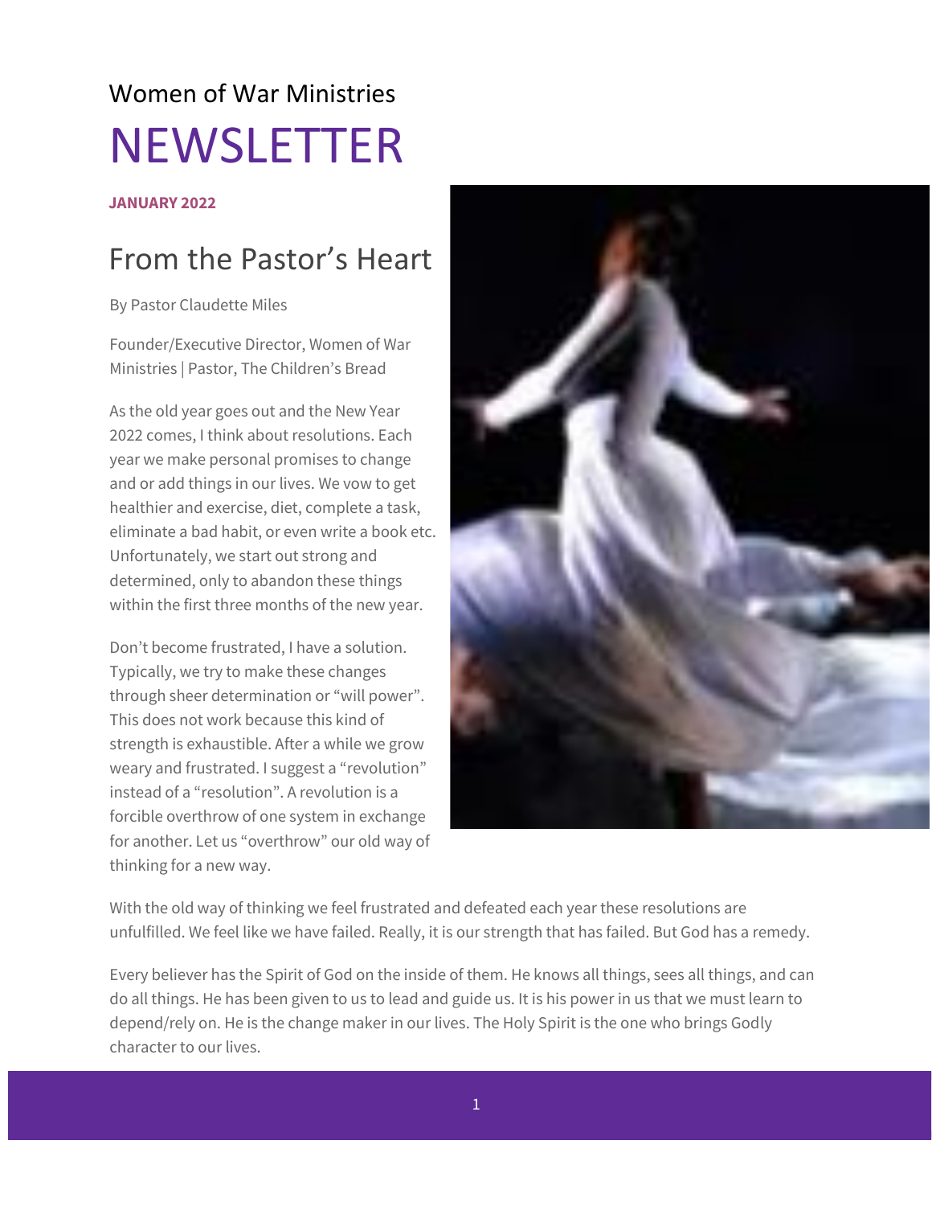Women of War Ministries

# NEWSLETTER

**JANUARY 2022**

## From the Pastor's Heart

By Pastor Claudette Miles

Founder/Executive Director, Women of War Ministries | Pastor, The Children's Bread

As the old year goes out and the New Year 2022 comes, I think about resolutions. Each year we make personal promises to change and or add things in our lives. We vow to get healthier and exercise, diet, complete a task, eliminate a bad habit, or even write a book etc. Unfortunately, we start out strong and determined, only to abandon these things within the first three months of the new year.

Don't become frustrated, I have a solution. Typically, we try to make these changes through sheer determination or "will power". This does not work because this kind of strength is exhaustible. After a while we grow weary and frustrated. I suggest a "revolution" instead of a "resolution". A revolution is a forcible overthrow of one system in exchange for another. Let us "overthrow" our old way of thinking for a new way.

With the old way of thinking we feel frustrated and defeated each year these resolutions are unfulfilled. We feel like we have failed. Really, it is our strength that has failed. But God has a remedy.

Every believer has the Spirit of God on the inside of them. He knows all things, sees all things, and can do all things. He has been given to us to lead and guide us. It is his power in us that we must learn to depend/rely on. He is the change maker in our lives. The Holy Spirit is the one who brings Godly character to our lives.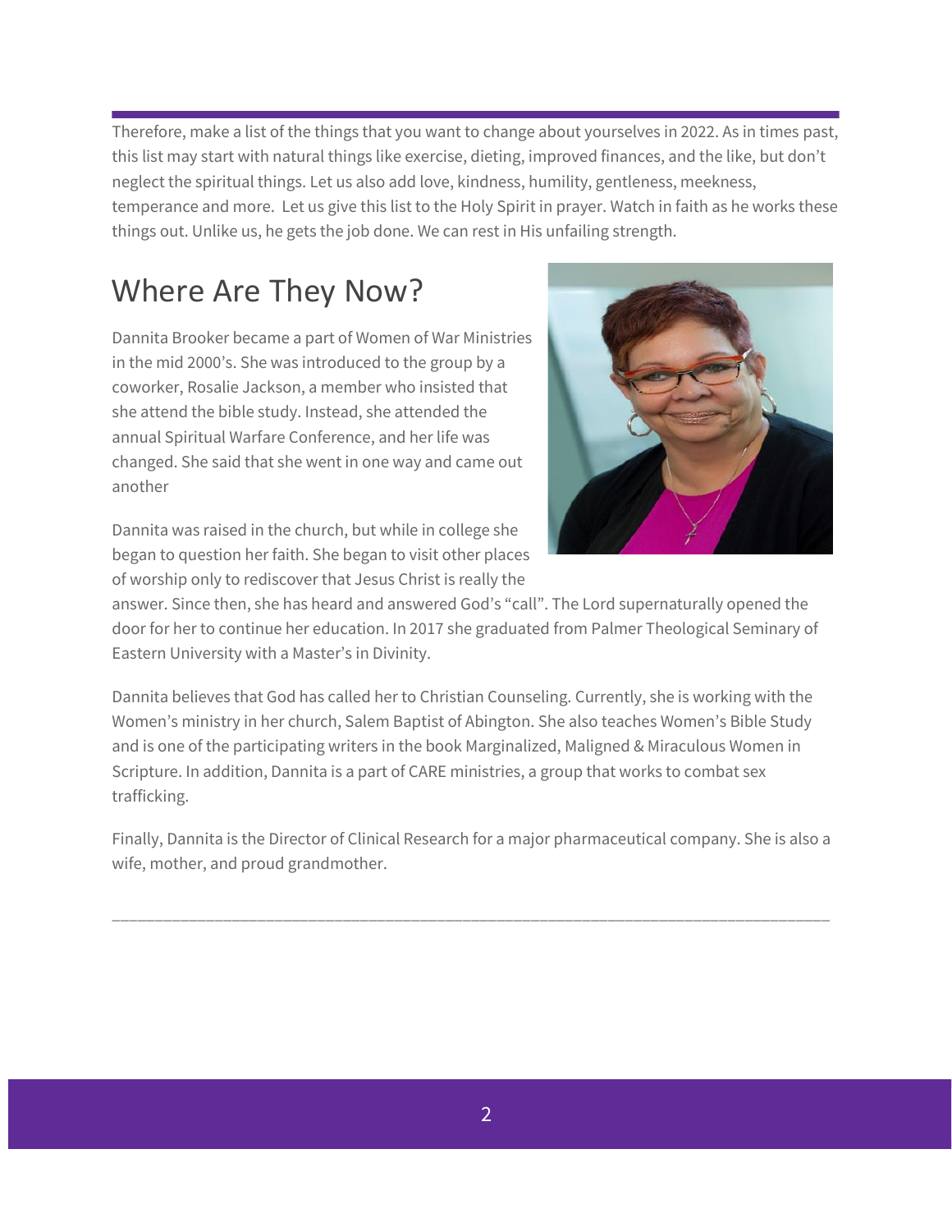Therefore, make a list of the things that you want to change about yourselves in 2022. As in times past, this list may start with natural things like exercise, dieting, improved finances, and the like, but don't neglect the spiritual things. Let us also add love, kindness, humility, gentleness, meekness, temperance and more. Let us give this list to the Holy Spirit in prayer. Watch in faith as he works these things out. Unlike us, he gets the job done. We can rest in His unfailing strength.

## Where Are They Now?

Dannita Brooker became a part of Women of War Ministries in the mid 2000's. She was introduced to the group by a coworker, Rosalie Jackson, a member who insisted that she attend the bible study. Instead, she attended the annual Spiritual Warfare Conference, and her life was changed. She said that she went in one way and came out another

Dannita was raised in the church, but while in college she began to question her faith. She began to visit other places of worship only to rediscover that Jesus Christ is really the answer. Since then, she has heard and answered God's "call". The Lord supernaturally opened the door for her to continue her education. In 2017 she graduated from Palmer Theological Seminary of Eastern University with a Master's in Divinity.

Dannita believes that God has called her to Christian Counseling. Currently, she is working with the Women's ministry in her church, Salem Baptist of Abington. She also teaches Women's Bible Study and is one of the participating writers in the book Marginalized, Maligned & Miraculous Women in Scripture. In addition, Dannita is a part of CARE ministries, a group that works to combat sex trafficking.

Finally, Dannita is the Director of Clinical Research for a major pharmaceutical company. She is also a wife, mother, and proud grandmother.

---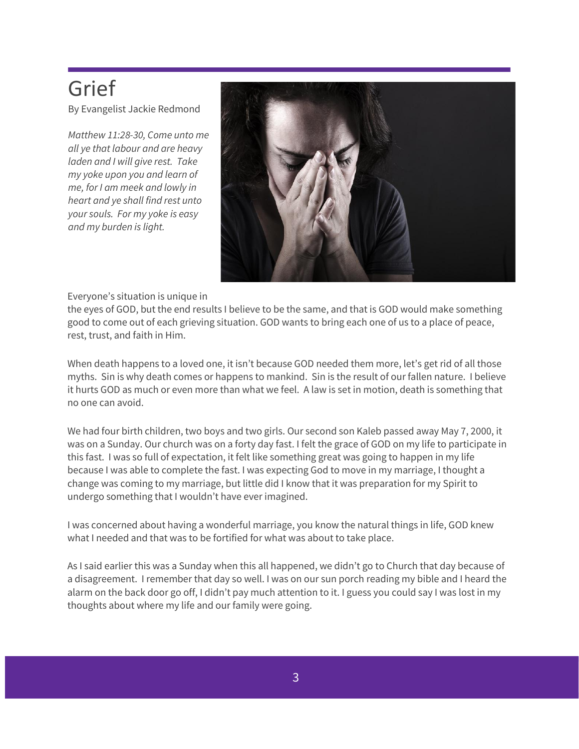# Grief

By Evangelist Jackie Redmond

*Matthew 11:28-30, Come unto me all ye that labour and are heavy laden and I will give rest. Take my yoke upon you and learn of me, for I am meek and lowly in heart and ye shall find rest unto your souls. For my yoke is easy and my burden is light.*

Everyone's situation is unique in the eyes of GOD, but the end results I believe to be the same, and that is GOD would make something good to come out of each grieving situation. GOD wants to bring each one of us to a place of peace, rest, trust, and faith in Him.

When death happens to a loved one, it isn't because GOD needed them more, let's get rid of all those myths. Sin is why death comes or happens to mankind. Sin is the result of our fallen nature. I believe it hurts GOD as much or even more than what we feel. A law is set in motion, death is something that no one can avoid.

We had four birth children, two boys and two girls. Our second son Kaleb passed away May 7, 2000, it was on a Sunday. Our church was on a forty day fast. I felt the grace of GOD on my life to participate in this fast. I was so full of expectation, it felt like something great was going to happen in my life because I was able to complete the fast. I was expecting God to move in my marriage, I thought a change was coming to my marriage, but little did I know that it was preparation for my Spirit to undergo something that I wouldn't have ever imagined.

I was concerned about having a wonderful marriage, you know the natural things in life, GOD knew what I needed and that was to be fortified for what was about to take place.

As I said earlier this was a Sunday when this all happened, we didn't go to Church that day because of a disagreement. I remember that day so well. I was on our sun porch reading my bible and I heard the alarm on the back door go off, I didn't pay much attention to it. I guess you could say I was lost in my thoughts about where my life and our family were going.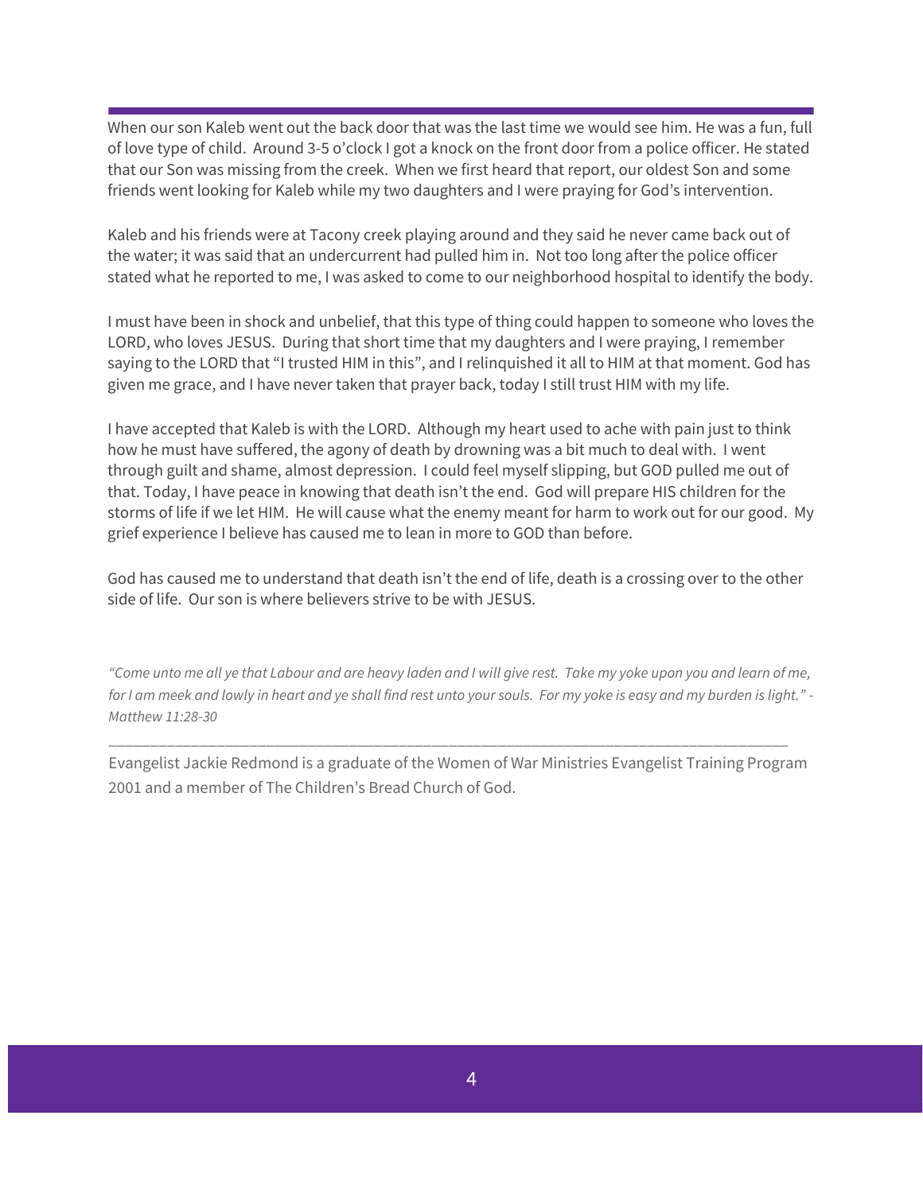When our son Kaleb went out the back door that was the last time we would see him. He was a fun, full of love type of child. Around 3-5 o'clock I got a knock on the front door from a police officer. He stated that our Son was missing from the creek. When we first heard that report, our oldest Son and some friends went looking for Kaleb while my two daughters and I were praying for God's intervention.

Kaleb and his friends were at Tacony creek playing around and they said he never came back out of the water; it was said that an undercurrent had pulled him in. Not too long after the police officer stated what he reported to me, I was asked to come to our neighborhood hospital to identify the body.

I must have been in shock and unbelief, that this type of thing could happen to someone who loves the LORD, who loves JESUS. During that short time that my daughters and I were praying, I remember saying to the LORD that "I trusted HIM in this", and I relinquished it all to HIM at that moment. God has given me grace, and I have never taken that prayer back, today I still trust HIM with my life.

I have accepted that Kaleb is with the LORD. Although my heart used to ache with pain just to think how he must have suffered, the agony of death by drowning was a bit much to deal with. I went through guilt and shame, almost depression. I could feel myself slipping, but GOD pulled me out of that. Today, I have peace in knowing that death isn't the end. God will prepare HIS children for the storms of life if we let HIM. He will cause what the enemy meant for harm to work out for our good. My grief experience I believe has caused me to lean in more to GOD than before.

God has caused me to understand that death isn't the end of life, death is a crossing over to the other side of life. Our son is where believers strive to be with JESUS.

*"Come unto me all ye that Labour and are heavy laden and I will give rest. Take my yoke upon you and learn of me, for I am meek and lowly in heart and ye shall find rest unto your souls. For my yoke is easy and my burden is light." - Matthew 11:28-30*

---

Evangelist Jackie Redmond is a graduate of the Women of War Ministries Evangelist Training Program 2001 and a member of The Children's Bread Church of God.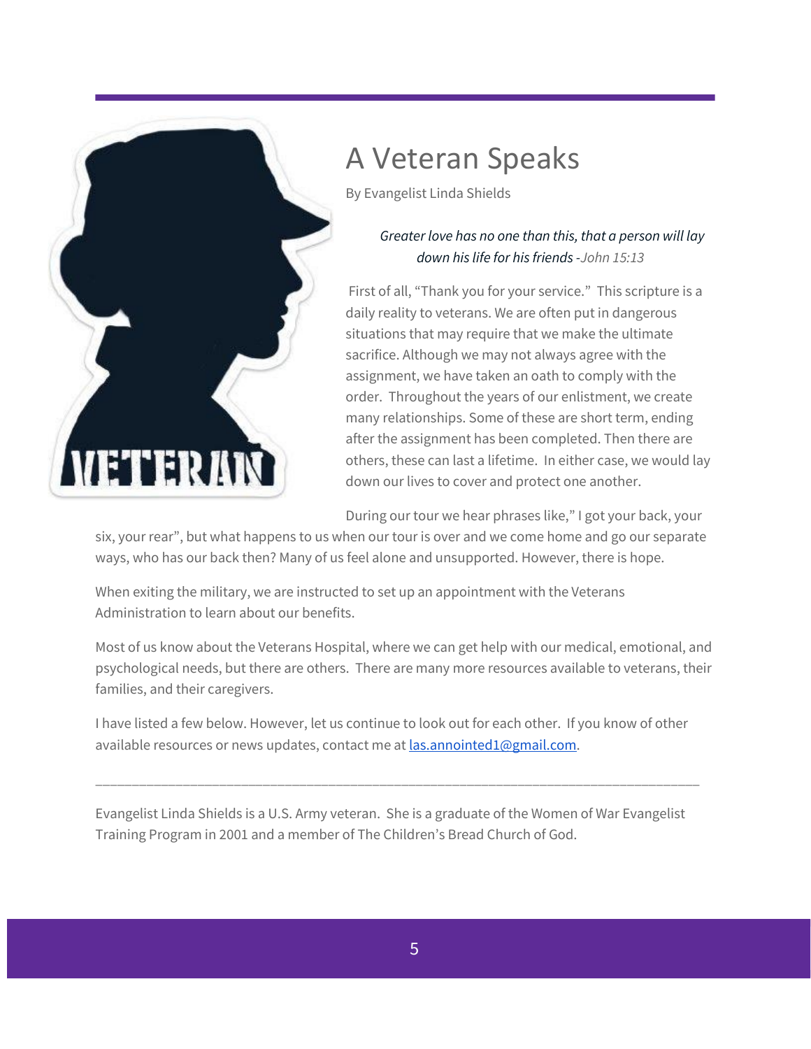# A Veteran Speaks

By Evangelist Linda Shields

> *Greater love has no one than this, that a person will lay down his life for his friends -John 15:13*

First of all, "Thank you for your service." This scripture is a daily reality to veterans. We are often put in dangerous situations that may require that we make the ultimate sacrifice. Although we may not always agree with the assignment, we have taken an oath to comply with the order. Throughout the years of our enlistment, we create many relationships. Some of these are short term, ending after the assignment has been completed. Then there are others, these can last a lifetime. In either case, we would lay down our lives to cover and protect one another.

During our tour we hear phrases like," I got your back, your six, your rear", but what happens to us when our tour is over and we come home and go our separate ways, who has our back then? Many of us feel alone and unsupported. However, there is hope.

When exiting the military, we are instructed to set up an appointment with the Veterans Administration to learn about our benefits.

Most of us know about the Veterans Hospital, where we can get help with our medical, emotional, and psychological needs, but there are others. There are many more resources available to veterans, their families, and their caregivers.

I have listed a few below. However, let us continue to look out for each other. If you know of other available resources or news updates, contact me at las.annointed1@gmail.com.

---

Evangelist Linda Shields is a U.S. Army veteran. She is a graduate of the Women of War Evangelist Training Program in 2001 and a member of The Children's Bread Church of God.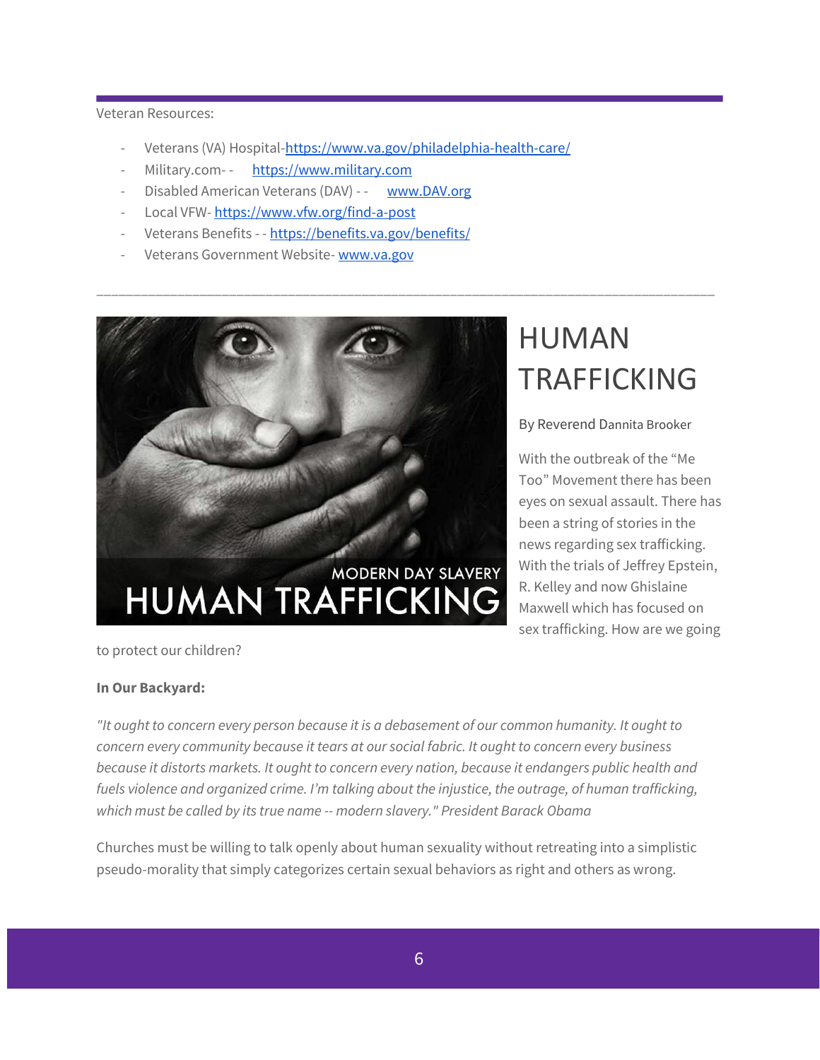Veteran Resources:

- Veterans (VA) Hospital-https://www.va.gov/philadelphia-health-care/
- Military.com- - https://www.military.com
- Disabled American Veterans (DAV) - - www.DAV.org
- Local VFW- https://www.vfw.org/find-a-post
- Veterans Benefits - - https://benefits.va.gov/benefits/
- Veterans Government Website- www.va.gov

---

# HUMAN TRAFFICKING

By Reverend Dannita Brooker

With the outbreak of the "Me Too" Movement there has been eyes on sexual assault. There has been a string of stories in the news regarding sex trafficking. With the trials of Jeffrey Epstein, R. Kelley and now Ghislaine Maxwell which has focused on sex trafficking. How are we going to protect our children?

**In Our Backyard:**

*"It ought to concern every person because it is a debasement of our common humanity. It ought to concern every community because it tears at our social fabric. It ought to concern every business because it distorts markets. It ought to concern every nation, because it endangers public health and fuels violence and organized crime. I'm talking about the injustice, the outrage, of human trafficking, which must be called by its true name -- modern slavery." President Barack Obama*

Churches must be willing to talk openly about human sexuality without retreating into a simplistic pseudo-morality that simply categorizes certain sexual behaviors as right and others as wrong.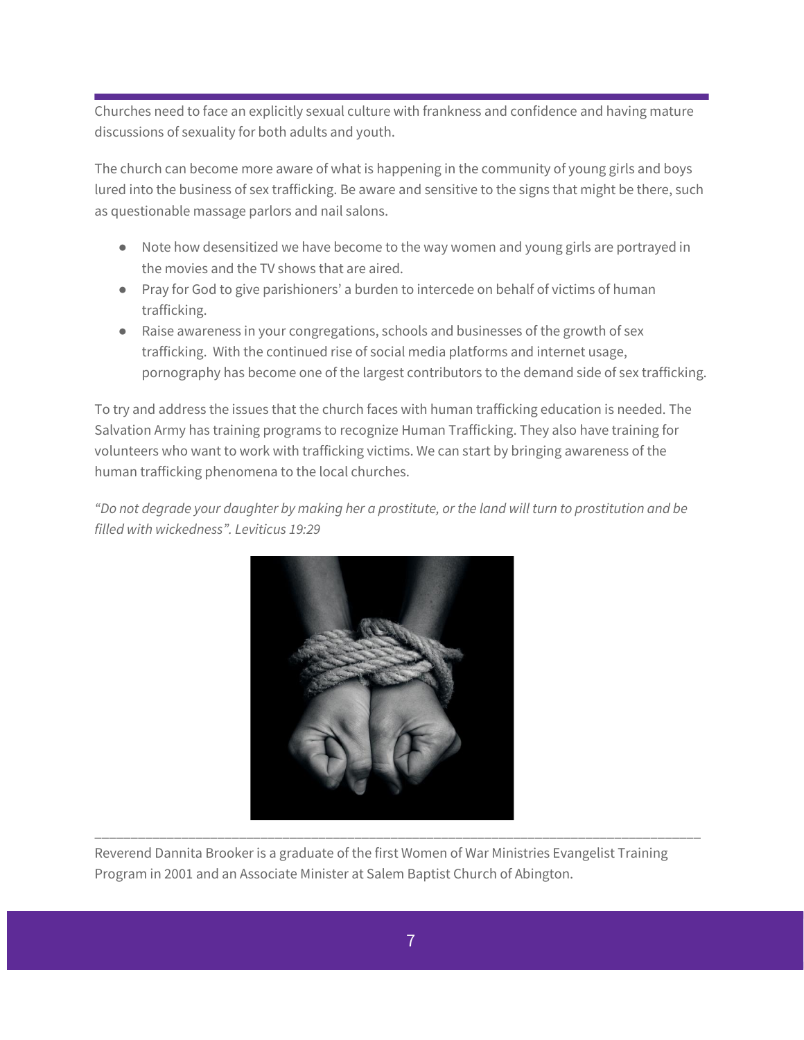Churches need to face an explicitly sexual culture with frankness and confidence and having mature discussions of sexuality for both adults and youth.

The church can become more aware of what is happening in the community of young girls and boys lured into the business of sex trafficking. Be aware and sensitive to the signs that might be there, such as questionable massage parlors and nail salons.

- Note how desensitized we have become to the way women and young girls are portrayed in the movies and the TV shows that are aired.
- Pray for God to give parishioners' a burden to intercede on behalf of victims of human trafficking.
- Raise awareness in your congregations, schools and businesses of the growth of sex trafficking. With the continued rise of social media platforms and internet usage, pornography has become one of the largest contributors to the demand side of sex trafficking.

To try and address the issues that the church faces with human trafficking education is needed. The Salvation Army has training programs to recognize Human Trafficking. They also have training for volunteers who want to work with trafficking victims. We can start by bringing awareness of the human trafficking phenomena to the local churches.

*"Do not degrade your daughter by making her a prostitute, or the land will turn to prostitution and be filled with wickedness". Leviticus 19:29*

---

Reverend Dannita Brooker is a graduate of the first Women of War Ministries Evangelist Training Program in 2001 and an Associate Minister at Salem Baptist Church of Abington.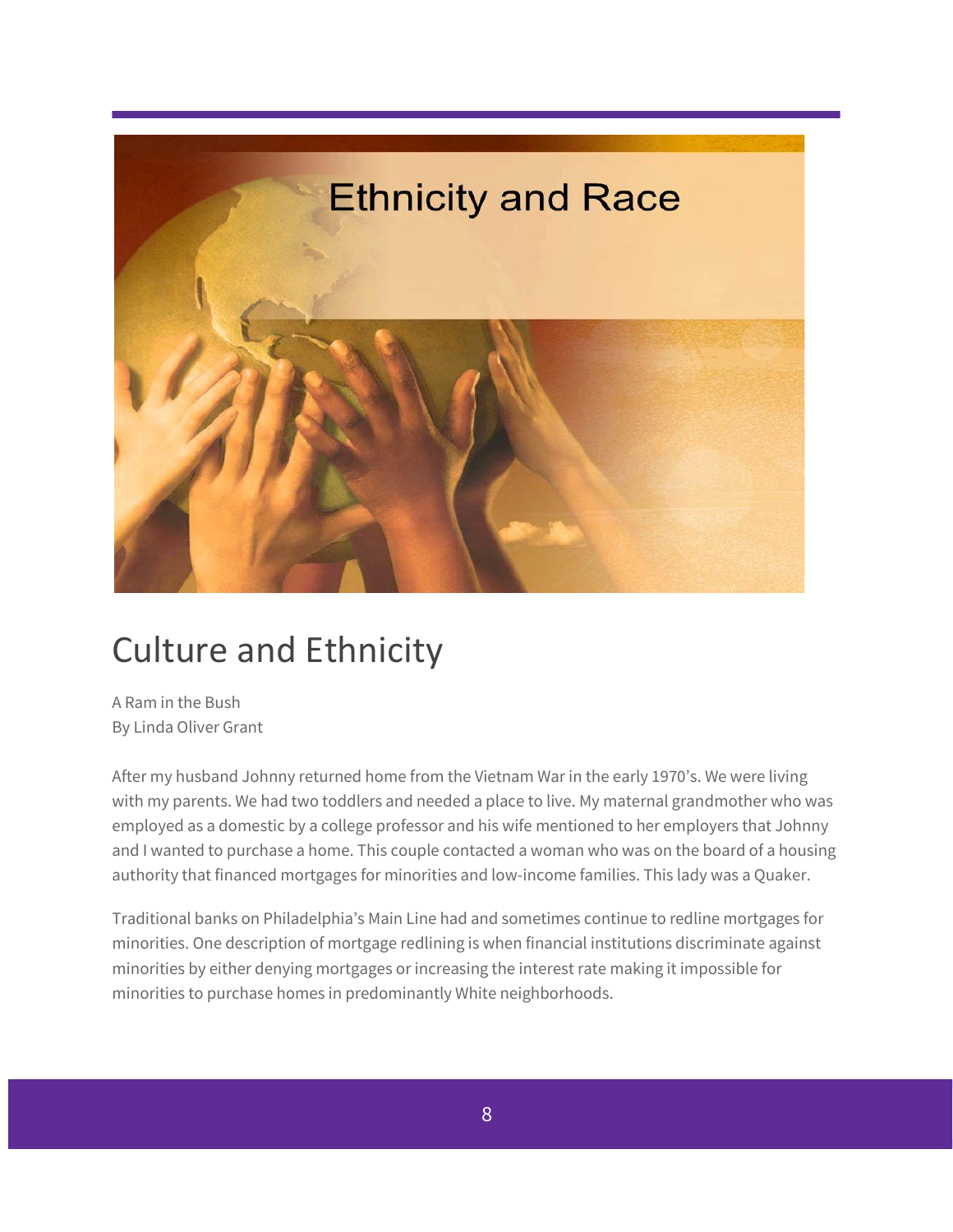# Ethnicity and Race

## Culture and Ethnicity

A Ram in the Bush
By Linda Oliver Grant

After my husband Johnny returned home from the Vietnam War in the early 1970's. We were living with my parents. We had two toddlers and needed a place to live. My maternal grandmother who was employed as a domestic by a college professor and his wife mentioned to her employers that Johnny and I wanted to purchase a home. This couple contacted a woman who was on the board of a housing authority that financed mortgages for minorities and low-income families. This lady was a Quaker.

Traditional banks on Philadelphia's Main Line had and sometimes continue to redline mortgages for minorities. One description of mortgage redlining is when financial institutions discriminate against minorities by either denying mortgages or increasing the interest rate making it impossible for minorities to purchase homes in predominantly White neighborhoods.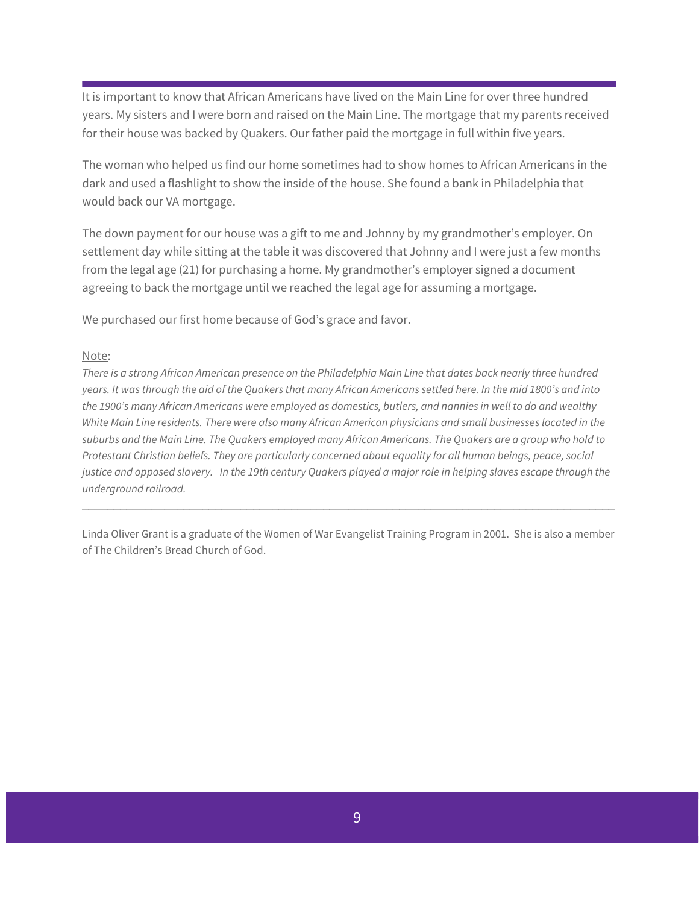It is important to know that African Americans have lived on the Main Line for over three hundred years. My sisters and I were born and raised on the Main Line. The mortgage that my parents received for their house was backed by Quakers. Our father paid the mortgage in full within five years.

The woman who helped us find our home sometimes had to show homes to African Americans in the dark and used a flashlight to show the inside of the house. She found a bank in Philadelphia that would back our VA mortgage.

The down payment for our house was a gift to me and Johnny by my grandmother's employer. On settlement day while sitting at the table it was discovered that Johnny and I were just a few months from the legal age (21) for purchasing a home. My grandmother's employer signed a document agreeing to back the mortgage until we reached the legal age for assuming a mortgage.

We purchased our first home because of God's grace and favor.

<u>Note</u>:

*There is a strong African American presence on the Philadelphia Main Line that dates back nearly three hundred years. It was through the aid of the Quakers that many African Americans settled here. In the mid 1800's and into the 1900's many African Americans were employed as domestics, butlers, and nannies in well to do and wealthy White Main Line residents. There were also many African American physicians and small businesses located in the suburbs and the Main Line. The Quakers employed many African Americans. The Quakers are a group who hold to Protestant Christian beliefs. They are particularly concerned about equality for all human beings, peace, social justice and opposed slavery. In the 19th century Quakers played a major role in helping slaves escape through the underground railroad.*

---

Linda Oliver Grant is a graduate of the Women of War Evangelist Training Program in 2001. She is also a member of The Children's Bread Church of God.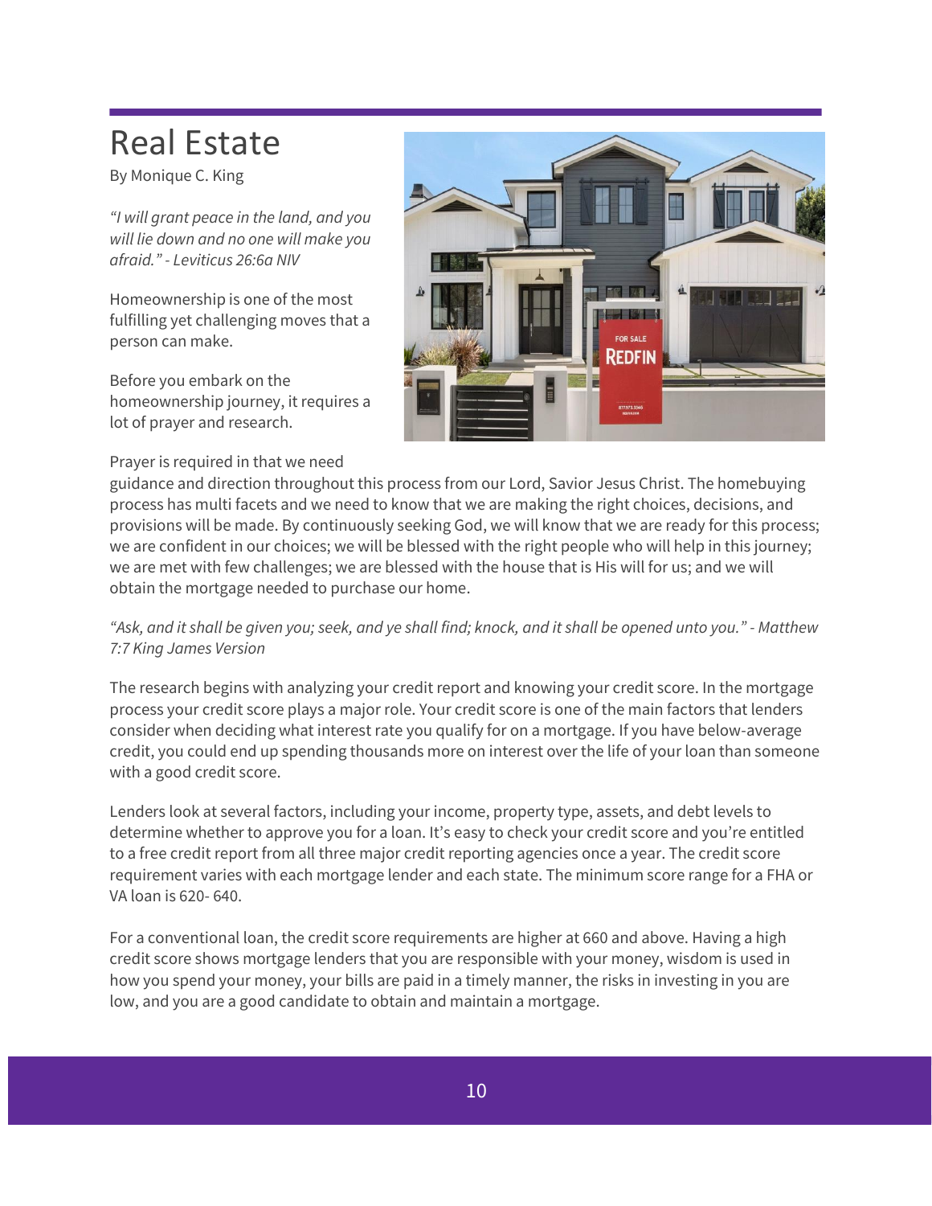# Real Estate

By Monique C. King

*"I will grant peace in the land, and you will lie down and no one will make you afraid." - Leviticus 26:6a NIV*

Homeownership is one of the most fulfilling yet challenging moves that a person can make.

Before you embark on the homeownership journey, it requires a lot of prayer and research.

Prayer is required in that we need guidance and direction throughout this process from our Lord, Savior Jesus Christ. The homebuying process has multi facets and we need to know that we are making the right choices, decisions, and provisions will be made. By continuously seeking God, we will know that we are ready for this process; we are confident in our choices; we will be blessed with the right people who will help in this journey; we are met with few challenges; we are blessed with the house that is His will for us; and we will obtain the mortgage needed to purchase our home.

*"Ask, and it shall be given you; seek, and ye shall find; knock, and it shall be opened unto you." - Matthew 7:7 King James Version*

The research begins with analyzing your credit report and knowing your credit score. In the mortgage process your credit score plays a major role. Your credit score is one of the main factors that lenders consider when deciding what interest rate you qualify for on a mortgage. If you have below-average credit, you could end up spending thousands more on interest over the life of your loan than someone with a good credit score.

Lenders look at several factors, including your income, property type, assets, and debt levels to determine whether to approve you for a loan. It's easy to check your credit score and you're entitled to a free credit report from all three major credit reporting agencies once a year. The credit score requirement varies with each mortgage lender and each state. The minimum score range for a FHA or VA loan is 620- 640.

For a conventional loan, the credit score requirements are higher at 660 and above. Having a high credit score shows mortgage lenders that you are responsible with your money, wisdom is used in how you spend your money, your bills are paid in a timely manner, the risks in investing in you are low, and you are a good candidate to obtain and maintain a mortgage.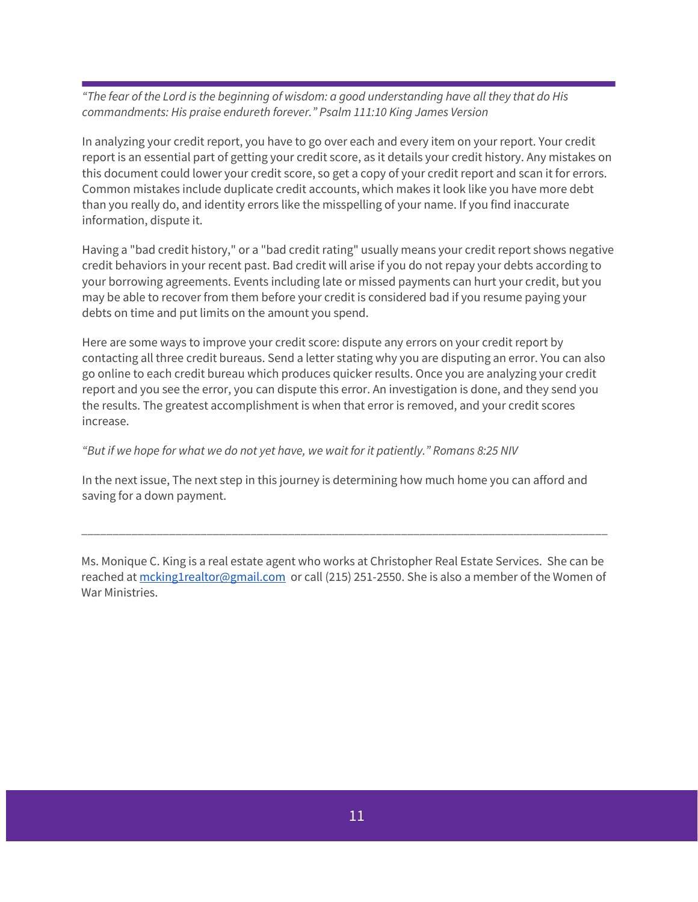*"The fear of the Lord is the beginning of wisdom: a good understanding have all they that do His commandments: His praise endureth forever." Psalm 111:10 King James Version*

In analyzing your credit report, you have to go over each and every item on your report. Your credit report is an essential part of getting your credit score, as it details your credit history. Any mistakes on this document could lower your credit score, so get a copy of your credit report and scan it for errors. Common mistakes include duplicate credit accounts, which makes it look like you have more debt than you really do, and identity errors like the misspelling of your name. If you find inaccurate information, dispute it.

Having a "bad credit history," or a "bad credit rating" usually means your credit report shows negative credit behaviors in your recent past. Bad credit will arise if you do not repay your debts according to your borrowing agreements. Events including late or missed payments can hurt your credit, but you may be able to recover from them before your credit is considered bad if you resume paying your debts on time and put limits on the amount you spend.

Here are some ways to improve your credit score: dispute any errors on your credit report by contacting all three credit bureaus. Send a letter stating why you are disputing an error. You can also go online to each credit bureau which produces quicker results. Once you are analyzing your credit report and you see the error, you can dispute this error. An investigation is done, and they send you the results. The greatest accomplishment is when that error is removed, and your credit scores increase.

*"But if we hope for what we do not yet have, we wait for it patiently." Romans 8:25 NIV*

In the next issue, The next step in this journey is determining how much home you can afford and saving for a down payment.

---

Ms. Monique C. King is a real estate agent who works at Christopher Real Estate Services. She can be reached at mcking1realtor@gmail.com or call (215) 251-2550. She is also a member of the Women of War Ministries.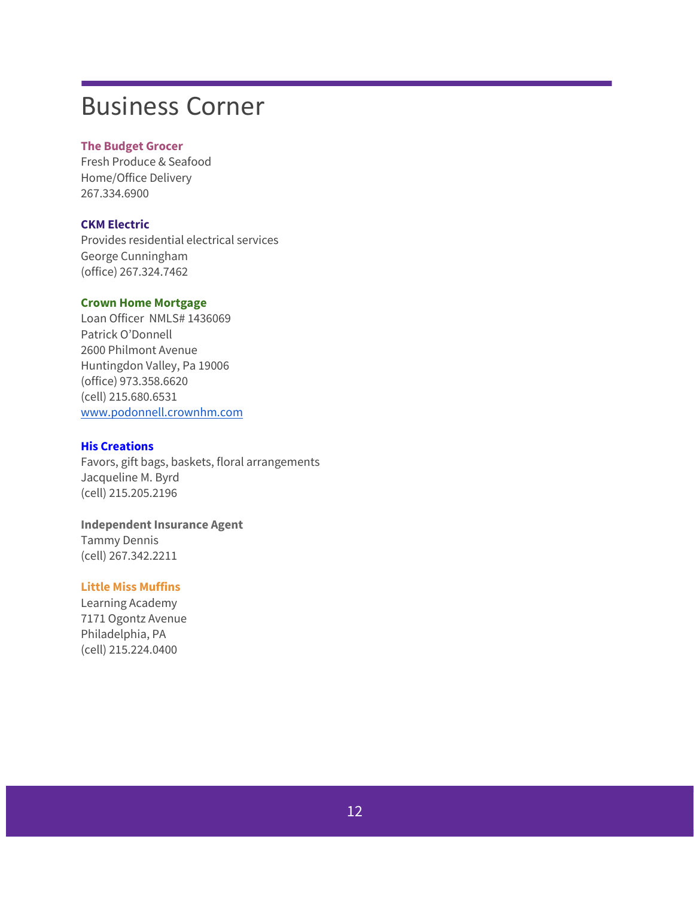# Business Corner

**The Budget Grocer**
Fresh Produce & Seafood
Home/Office Delivery
267.334.6900

**CKM Electric**
Provides residential electrical services
George Cunningham
(office) 267.324.7462

**Crown Home Mortgage**
Loan Officer NMLS# 1436069
Patrick O'Donnell
2600 Philmont Avenue
Huntingdon Valley, Pa 19006
(office) 973.358.6620
(cell) 215.680.6531
[www.podonnell.crownhm.com](http://www.podonnell.crownhm.com)

**His Creations**
Favors, gift bags, baskets, floral arrangements
Jacqueline M. Byrd
(cell) 215.205.2196

**Independent Insurance Agent**
Tammy Dennis
(cell) 267.342.2211

**Little Miss Muffins**
Learning Academy
7171 Ogontz Avenue
Philadelphia, PA
(cell) 215.224.0400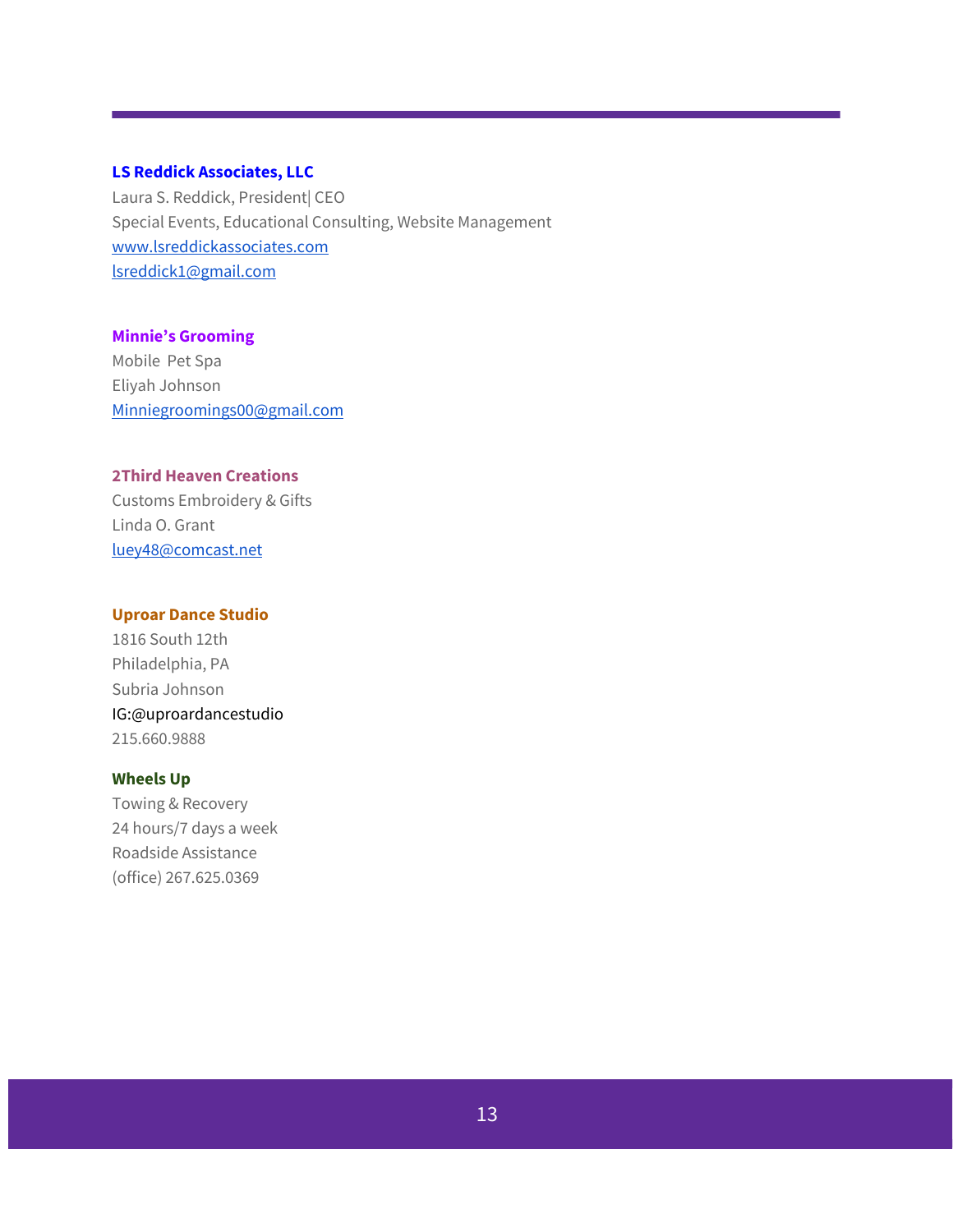**LS Reddick Associates, LLC**
Laura S. Reddick, President| CEO
Special Events, Educational Consulting, Website Management
www.lsreddickassociates.com
lsreddick1@gmail.com

**Minnie's Grooming**
Mobile  Pet Spa
Eliyah Johnson
Minniegroomings00@gmail.com

**2Third Heaven Creations**
Customs Embroidery & Gifts
Linda O. Grant
luey48@comcast.net

**Uproar Dance Studio**
1816 South 12th
Philadelphia, PA
Subria Johnson
IG:@uproardancestudio
215.660.9888

**Wheels Up**
Towing & Recovery
24 hours/7 days a week
Roadside Assistance
(office) 267.625.0369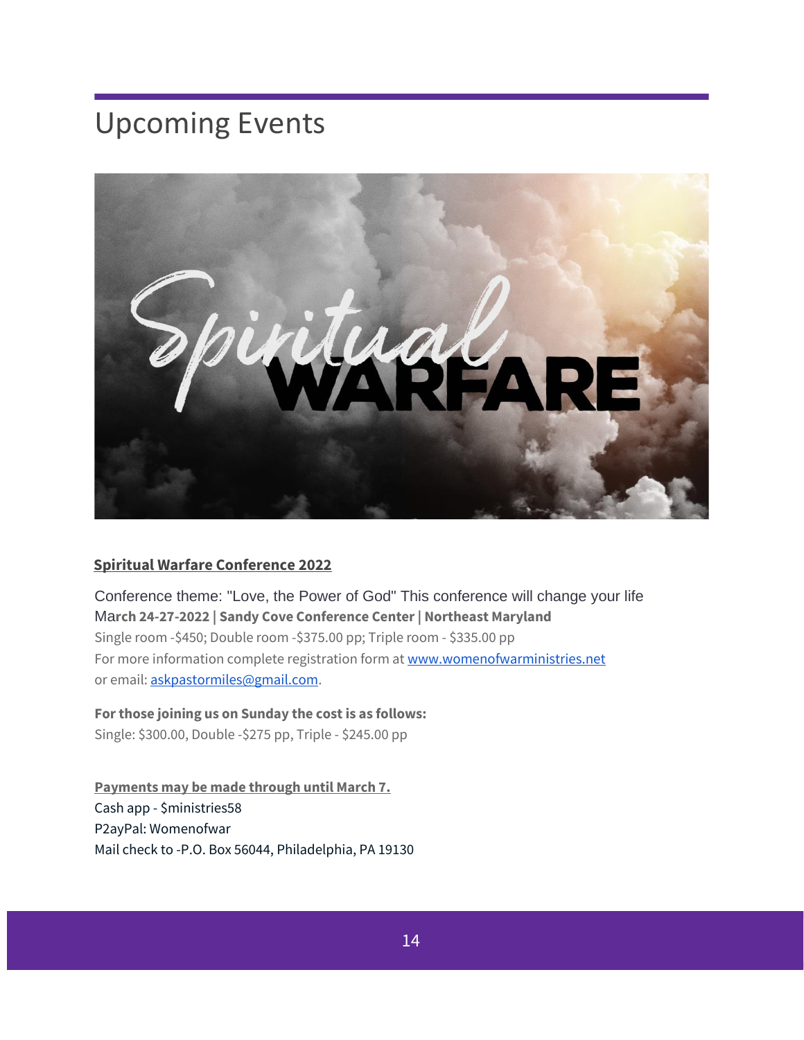# Upcoming Events

**Spiritual Warfare Conference 2022**

Conference theme: "Love, the Power of God" This conference will change your life
**March 24-27-2022 | Sandy Cove Conference Center | Northeast Maryland**
Single room -$450; Double room -$375.00 pp; Triple room - $335.00 pp
For more information complete registration form at www.womenofwarministries.net
or email: askpastormiles@gmail.com.

**For those joining us on Sunday the cost is as follows:**
Single: $300.00, Double -$275 pp, Triple - $245.00 pp

**Payments may be made through until March 7.**
Cash app - $ministries58
P2ayPal: Womenofwar
Mail check to -P.O. Box 56044, Philadelphia, PA 19130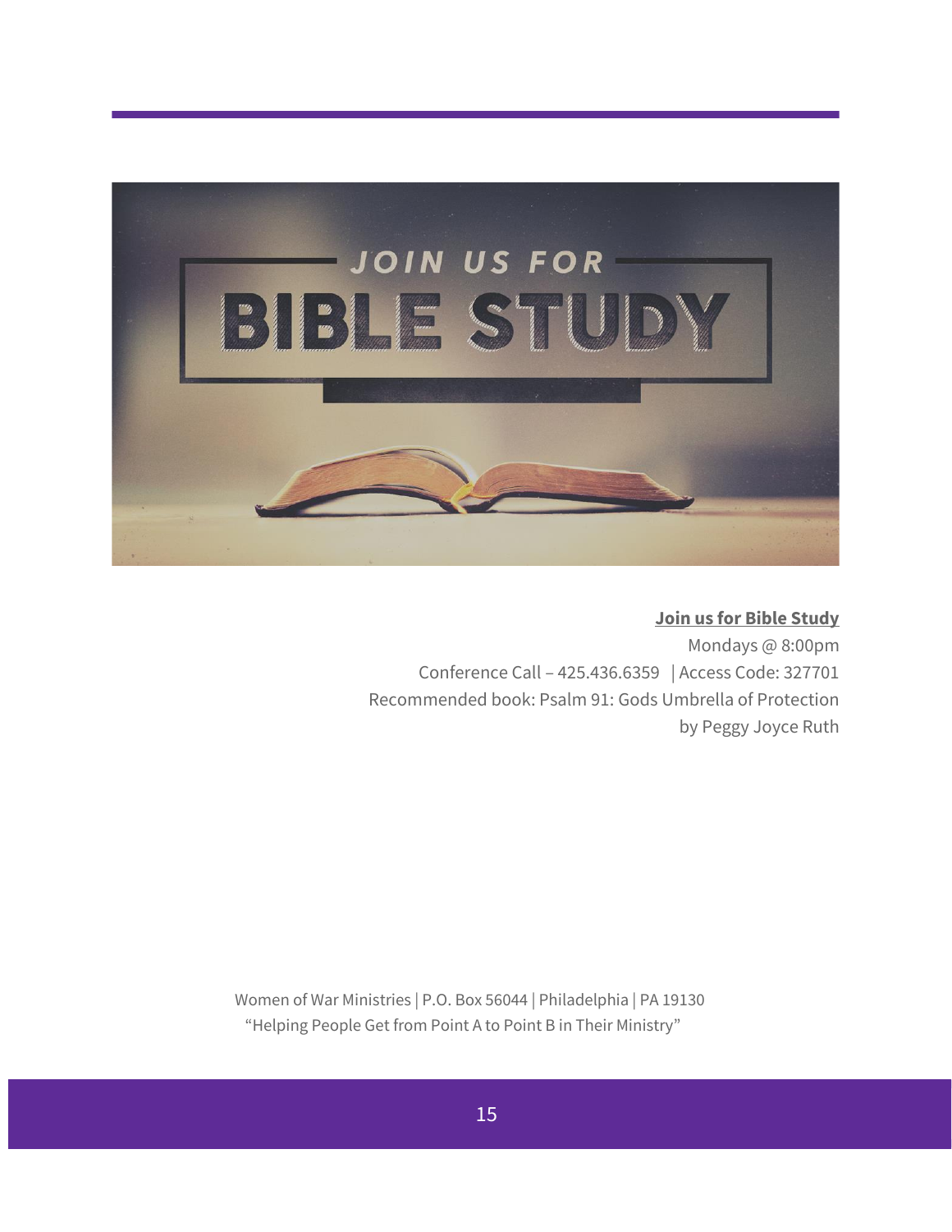JOIN US FOR

BIBLE STUDY

**Join us for Bible Study**

Mondays @ 8:00pm

Conference Call – 425.436.6359 | Access Code: 327701

Recommended book: Psalm 91: Gods Umbrella of Protection by Peggy Joyce Ruth

Women of War Ministries | P.O. Box 56044 | Philadelphia | PA 19130

"Helping People Get from Point A to Point B in Their Ministry"